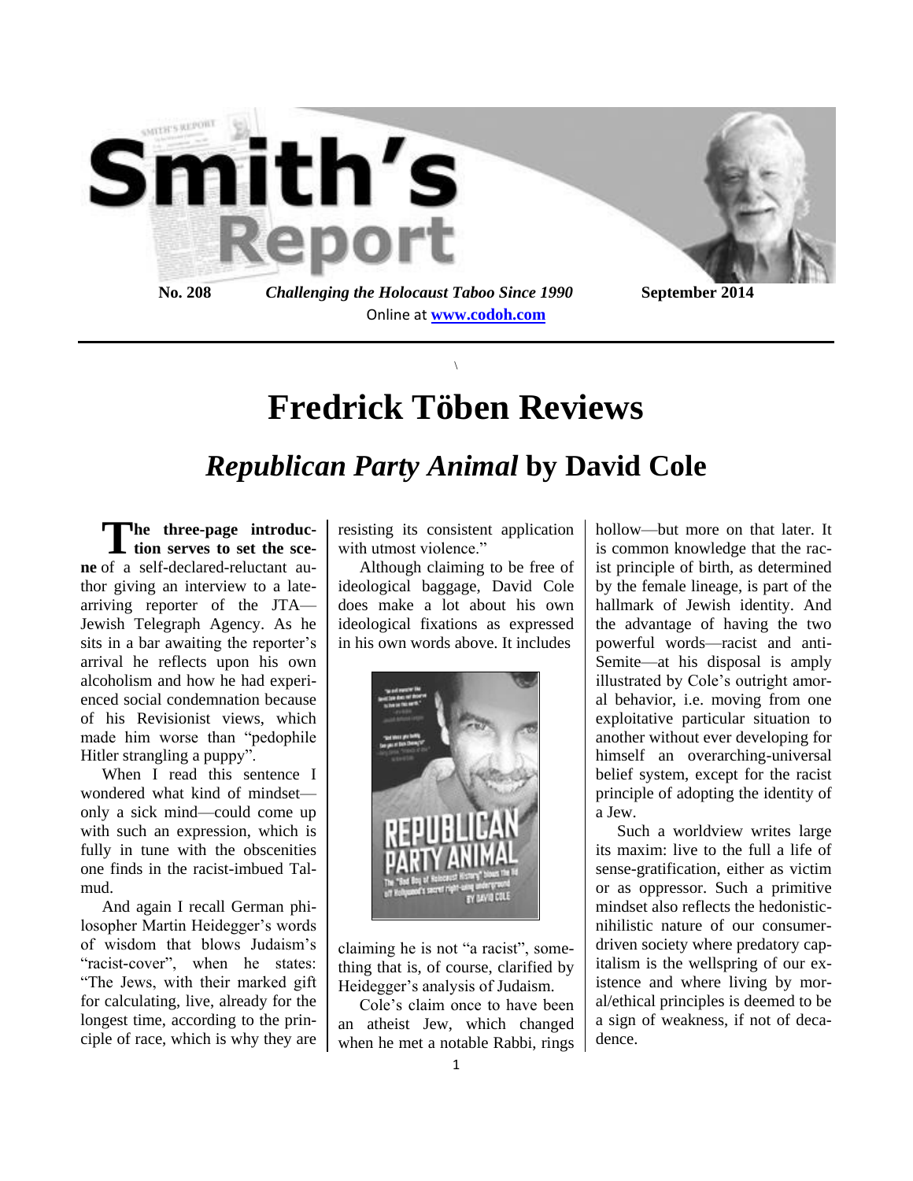# Smith's Report

**No. 208** *Challenging the Holocaust Taboo Since 1990* **September 2014**

Online at **www.codoh.com**

\

# Fredrick Töben Reviews

## *Republican Party Animal* by David Cole

**The three-page introduction serves to set the scene** of a self-declared-reluctant author giving an interview to a late-arriving reporter of the JTA—Jewish Telegraph Agency. As he sits in a bar awaiting the reporter's arrival he reflects upon his own alcoholism and how he had experienced social condemnation because of his Revisionist views, which made him worse than "pedophile Hitler strangling a puppy".

When I read this sentence I wondered what kind of mindset—only a sick mind—could come up with such an expression, which is fully in tune with the obscenities one finds in the racist-imbued Talmud.

And again I recall German philosopher Martin Heidegger's words of wisdom that blows Judaism's "racist-cover", when he states: "The Jews, with their marked gift for calculating, live, already for the longest time, according to the principle of race, which is why they are resisting its consistent application with utmost violence."

Although claiming to be free of ideological baggage, David Cole does make a lot about his own ideological fixations as expressed in his own words above. It includes claiming he is not "a racist", something that is, of course, clarified by Heidegger's analysis of Judaism.

Cole's claim once to have been an atheist Jew, which changed when he met a notable Rabbi, rings hollow—but more on that later. It is common knowledge that the racist principle of birth, as determined by the female lineage, is part of the hallmark of Jewish identity. And the advantage of having the two powerful words—racist and anti-Semite—at his disposal is amply illustrated by Cole's outright amoral behavior, i.e. moving from one exploitative particular situation to another without ever developing for himself an overarching-universal belief system, except for the racist principle of adopting the identity of a Jew.

Such a worldview writes large its maxim: live to the full a life of sense-gratification, either as victim or as oppressor. Such a primitive mindset also reflects the hedonistic-nihilistic nature of our consumer-driven society where predatory capitalism is the wellspring of our existence and where living by moral/ethical principles is deemed to be a sign of weakness, if not of decadence.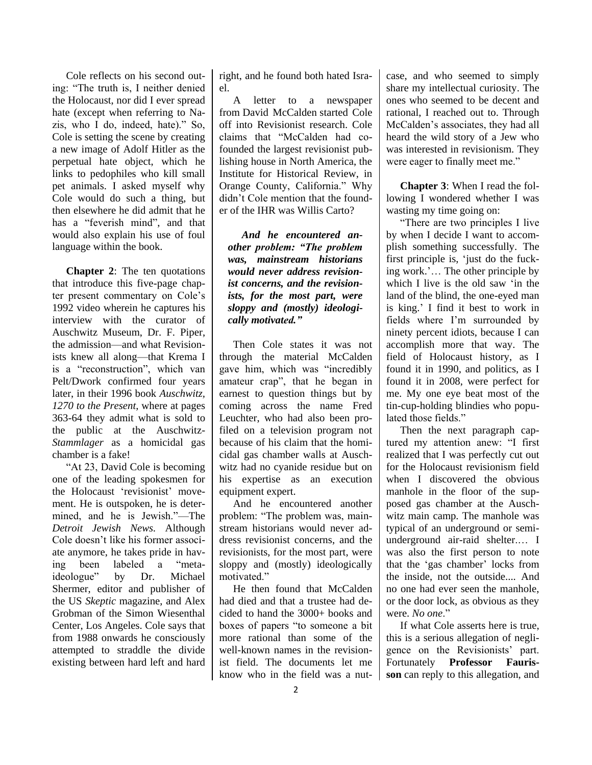Cole reflects on his second outing: "The truth is, I neither denied the Holocaust, nor did I ever spread hate (except when referring to Nazis, who I do, indeed, hate)." So, Cole is setting the scene by creating a new image of Adolf Hitler as the perpetual hate object, which he links to pedophiles who kill small pet animals. I asked myself why Cole would do such a thing, but then elsewhere he did admit that he has a "feverish mind", and that would also explain his use of foul language within the book.

**Chapter 2**: The ten quotations that introduce this five-page chapter present commentary on Cole's 1992 video wherein he captures his interview with the curator of Auschwitz Museum, Dr. F. Piper, the admission—and what Revisionists knew all along—that Krema I is a "reconstruction", which van Pelt/Dwork confirmed four years later, in their 1996 book *Auschwitz, 1270 to the Present*, where at pages 363-64 they admit what is sold to the public at the Auschwitz-*Stammlager* as a homicidal gas chamber is a fake!

"At 23, David Cole is becoming one of the leading spokesmen for the Holocaust 'revisionist' movement. He is outspoken, he is determined, and he is Jewish."—The *Detroit Jewish News.* Although Cole doesn't like his former associate anymore, he takes pride in having been labeled a "meta-ideologue" by Dr. Michael Shermer, editor and publisher of the US *Skeptic* magazine, and Alex Grobman of the Simon Wiesenthal Center, Los Angeles. Cole says that from 1988 onwards he consciously attempted to straddle the divide existing between hard left and hard right, and he found both hated Israel.

A letter to a newspaper from David McCalden started Cole off into Revisionist research. Cole claims that "McCalden had co-founded the largest revisionist publishing house in North America, the Institute for Historical Review, in Orange County, California." Why didn't Cole mention that the founder of the IHR was Willis Carto?

***And he encountered another problem: "The problem was, mainstream historians would never address revisionist concerns, and the revisionists, for the most part, were sloppy and (mostly) ideologically motivated."***

Then Cole states it was not through the material McCalden gave him, which was "incredibly amateur crap", that he began in earnest to question things but by coming across the name Fred Leuchter, who had also been profiled on a television program not because of his claim that the homicidal gas chamber walls at Auschwitz had no cyanide residue but on his expertise as an execution equipment expert.

And he encountered another problem: "The problem was, mainstream historians would never address revisionist concerns, and the revisionists, for the most part, were sloppy and (mostly) ideologically motivated."

He then found that McCalden had died and that a trustee had decided to hand the 3000+ books and boxes of papers "to someone a bit more rational than some of the well-known names in the revisionist field. The documents let me know who in the field was a nut-case, and who seemed to simply share my intellectual curiosity. The ones who seemed to be decent and rational, I reached out to. Through McCalden's associates, they had all heard the wild story of a Jew who was interested in revisionism. They were eager to finally meet me."

**Chapter 3**: When I read the following I wondered whether I was wasting my time going on:

"There are two principles I live by when I decide I want to accomplish something successfully. The first principle is, 'just do the fucking work.'… The other principle by which I live is the old saw 'in the land of the blind, the one-eyed man is king.' I find it best to work in fields where I'm surrounded by ninety percent idiots, because I can accomplish more that way. The field of Holocaust history, as I found it in 1990, and politics, as I found it in 2008, were perfect for me. My one eye beat most of the tin-cup-holding blindies who populated those fields."

Then the next paragraph captured my attention anew: "I first realized that I was perfectly cut out for the Holocaust revisionism field when I discovered the obvious manhole in the floor of the supposed gas chamber at the Auschwitz main camp. The manhole was typical of an underground or semi-underground air-raid shelter.… I was also the first person to note that the 'gas chamber' locks from the inside, not the outside.... And no one had ever seen the manhole, or the door lock, as obvious as they were. *No one*."

If what Cole asserts here is true, this is a serious allegation of negligence on the Revisionists' part. Fortunately **Professor Faurisson** can reply to this allegation, and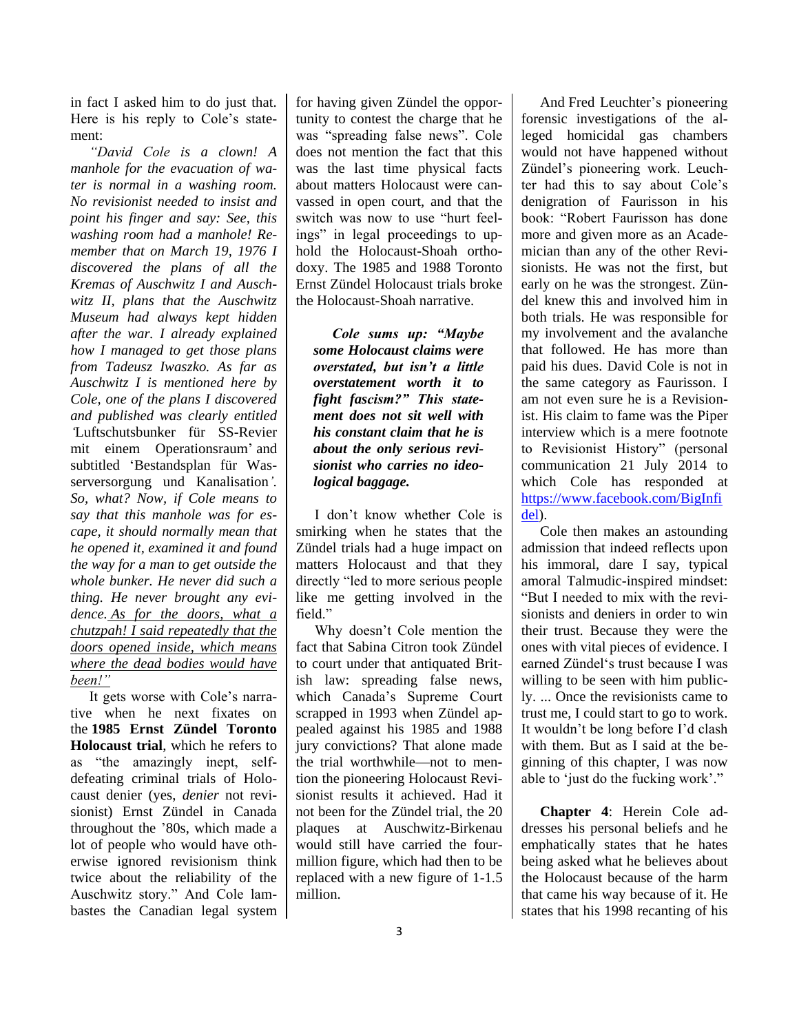in fact I asked him to do just that. Here is his reply to Cole's statement:

*"David Cole is a clown! A manhole for the evacuation of water is normal in a washing room. No revisionist needed to insist and point his finger and say: See, this washing room had a manhole! Remember that on March 19, 1976 I discovered the plans of all the Kremas of Auschwitz I and Auschwitz II, plans that the Auschwitz Museum had always kept hidden after the war. I already explained how I managed to get those plans from Tadeusz Iwaszko. As far as Auschwitz I is mentioned here by Cole, one of the plans I discovered and published was clearly entitled 'Luftschutsbunker für SS-Revier mit einem Operationsraum' and subtitled 'Bestandsplan für Wasserversorgung und Kanalisation'. So, what? Now, if Cole means to say that this manhole was for escape, it should normally mean that he opened it, examined it and found the way for a man to get outside the whole bunker. He never did such a thing. He never brought any evidence. As for the doors, what a chutzpah! I said repeatedly that the doors opened inside, which means where the dead bodies would have been!"*

It gets worse with Cole's narrative when he next fixates on the **1985 Ernst Zündel Toronto Holocaust trial**, which he refers to as "the amazingly inept, self-defeating criminal trials of Holocaust denier (yes, *denier* not revisionist) Ernst Zündel in Canada throughout the '80s, which made a lot of people who would have otherwise ignored revisionism think twice about the reliability of the Auschwitz story." And Cole lambastes the Canadian legal system for having given Zündel the opportunity to contest the charge that he was "spreading false news". Cole does not mention the fact that this was the last time physical facts about matters Holocaust were canvassed in open court, and that the switch was now to use "hurt feelings" in legal proceedings to uphold the Holocaust-Shoah orthodoxy. The 1985 and 1988 Toronto Ernst Zündel Holocaust trials broke the Holocaust-Shoah narrative.

***Cole sums up: "Maybe some Holocaust claims were overstated, but isn't a little overstatement worth it to fight fascism?" This statement does not sit well with his constant claim that he is about the only serious revisionist who carries no ideological baggage.***

I don't know whether Cole is smirking when he states that the Zündel trials had a huge impact on matters Holocaust and that they directly "led to more serious people like me getting involved in the field."

Why doesn't Cole mention the fact that Sabina Citron took Zündel to court under that antiquated British law: spreading false news, which Canada's Supreme Court scrapped in 1993 when Zündel appealed against his 1985 and 1988 jury convictions? That alone made the trial worthwhile—not to mention the pioneering Holocaust Revisionist results it achieved. Had it not been for the Zündel trial, the 20 plaques at Auschwitz-Birkenau would still have carried the four-million figure, which had then to be replaced with a new figure of 1-1.5 million.

And Fred Leuchter's pioneering forensic investigations of the alleged homicidal gas chambers would not have happened without Zündel's pioneering work. Leuchter had this to say about Cole's denigration of Faurisson in his book: "Robert Faurisson has done more and given more as an Academician than any of the other Revisionists. He was not the first, but early on he was the strongest. Zündel knew this and involved him in both trials. He was responsible for my involvement and the avalanche that followed. He has more than paid his dues. David Cole is not in the same category as Faurisson. I am not even sure he is a Revisionist. His claim to fame was the Piper interview which is a mere footnote to Revisionist History" (personal communication 21 July 2014 to which Cole has responded at https://www.facebook.com/BigInfidel).

Cole then makes an astounding admission that indeed reflects upon his immoral, dare I say, typical amoral Talmudic-inspired mindset: "But I needed to mix with the revisionists and deniers in order to win their trust. Because they were the ones with vital pieces of evidence. I earned Zündel's trust because I was willing to be seen with him publicly. ... Once the revisionists came to trust me, I could start to go to work. It wouldn't be long before I'd clash with them. But as I said at the beginning of this chapter, I was now able to 'just do the fucking work'."

**Chapter 4**: Herein Cole addresses his personal beliefs and he emphatically states that he hates being asked what he believes about the Holocaust because of the harm that came his way because of it. He states that his 1998 recanting of his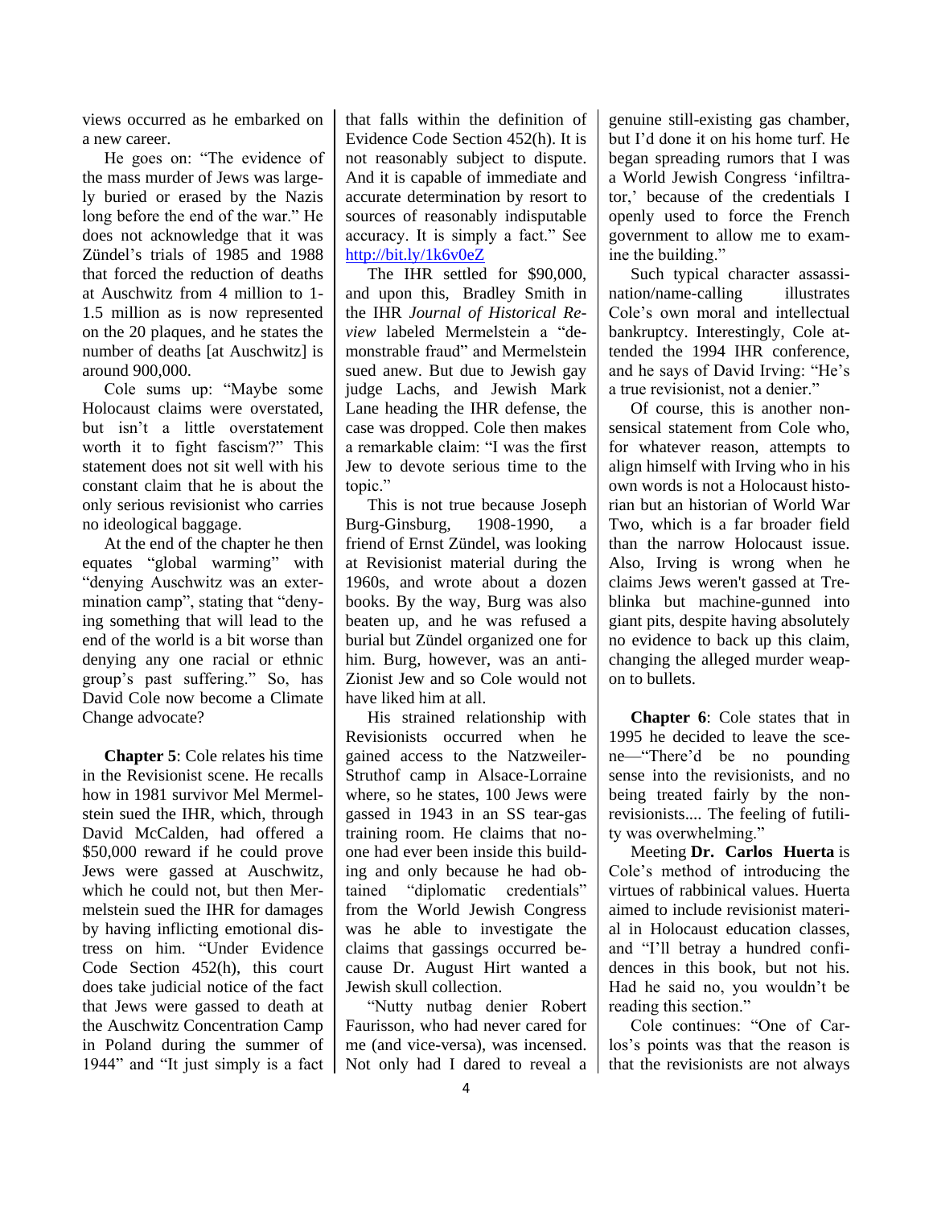views occurred as he embarked on a new career.

He goes on: "The evidence of the mass murder of Jews was largely buried or erased by the Nazis long before the end of the war." He does not acknowledge that it was Zündel's trials of 1985 and 1988 that forced the reduction of deaths at Auschwitz from 4 million to 1-1.5 million as is now represented on the 20 plaques, and he states the number of deaths [at Auschwitz] is around 900,000.

Cole sums up: "Maybe some Holocaust claims were overstated, but isn't a little overstatement worth it to fight fascism?" This statement does not sit well with his constant claim that he is about the only serious revisionist who carries no ideological baggage.

At the end of the chapter he then equates "global warming" with "denying Auschwitz was an extermination camp", stating that "denying something that will lead to the end of the world is a bit worse than denying any one racial or ethnic group's past suffering." So, has David Cole now become a Climate Change advocate?

**Chapter 5**: Cole relates his time in the Revisionist scene. He recalls how in 1981 survivor Mel Mermelstein sued the IHR, which, through David McCalden, had offered a $50,000 reward if he could prove Jews were gassed at Auschwitz, which he could not, but then Mermelstein sued the IHR for damages by having inflicting emotional distress on him. "Under Evidence Code Section 452(h), this court does take judicial notice of the fact that Jews were gassed to death at the Auschwitz Concentration Camp in Poland during the summer of 1944" and "It just simply is a fact that falls within the definition of Evidence Code Section 452(h). It is not reasonably subject to dispute. And it is capable of immediate and accurate determination by resort to sources of reasonably indisputable accuracy. It is simply a fact." See http://bit.ly/1k6v0eZ

The IHR settled for $90,000, and upon this, Bradley Smith in the IHR *Journal of Historical Review* labeled Mermelstein a "demonstrable fraud" and Mermelstein sued anew. But due to Jewish gay judge Lachs, and Jewish Mark Lane heading the IHR defense, the case was dropped. Cole then makes a remarkable claim: "I was the first Jew to devote serious time to the topic."

This is not true because Joseph Burg-Ginsburg, 1908-1990, a friend of Ernst Zündel, was looking at Revisionist material during the 1960s, and wrote about a dozen books. By the way, Burg was also beaten up, and he was refused a burial but Zündel organized one for him. Burg, however, was an anti-Zionist Jew and so Cole would not have liked him at all.

His strained relationship with Revisionists occurred when he gained access to the Natzweiler-Struthof camp in Alsace-Lorraine where, so he states, 100 Jews were gassed in 1943 in an SS tear-gas training room. He claims that no-one had ever been inside this building and only because he had obtained "diplomatic credentials" from the World Jewish Congress was he able to investigate the claims that gassings occurred because Dr. August Hirt wanted a Jewish skull collection.

"Nutty nutbag denier Robert Faurisson, who had never cared for me (and vice-versa), was incensed. Not only had I dared to reveal a genuine still-existing gas chamber, but I'd done it on his home turf. He began spreading rumors that I was a World Jewish Congress 'infiltrator,' because of the credentials I openly used to force the French government to allow me to examine the building."

Such typical character assassination/name-calling illustrates Cole's own moral and intellectual bankruptcy. Interestingly, Cole attended the 1994 IHR conference, and he says of David Irving: "He's a true revisionist, not a denier."

Of course, this is another nonsensical statement from Cole who, for whatever reason, attempts to align himself with Irving who in his own words is not a Holocaust historian but an historian of World War Two, which is a far broader field than the narrow Holocaust issue. Also, Irving is wrong when he claims Jews weren't gassed at Treblinka but machine-gunned into giant pits, despite having absolutely no evidence to back up this claim, changing the alleged murder weapon to bullets.

**Chapter 6**: Cole states that in 1995 he decided to leave the scene—"There'd be no pounding sense into the revisionists, and no being treated fairly by the non-revisionists.... The feeling of futility was overwhelming."

Meeting **Dr. Carlos Huerta** is Cole's method of introducing the virtues of rabbinical values. Huerta aimed to include revisionist material in Holocaust education classes, and "I'll betray a hundred confidences in this book, but not his. Had he said no, you wouldn't be reading this section."

Cole continues: "One of Carlos's points was that the reason is that the revisionists are not always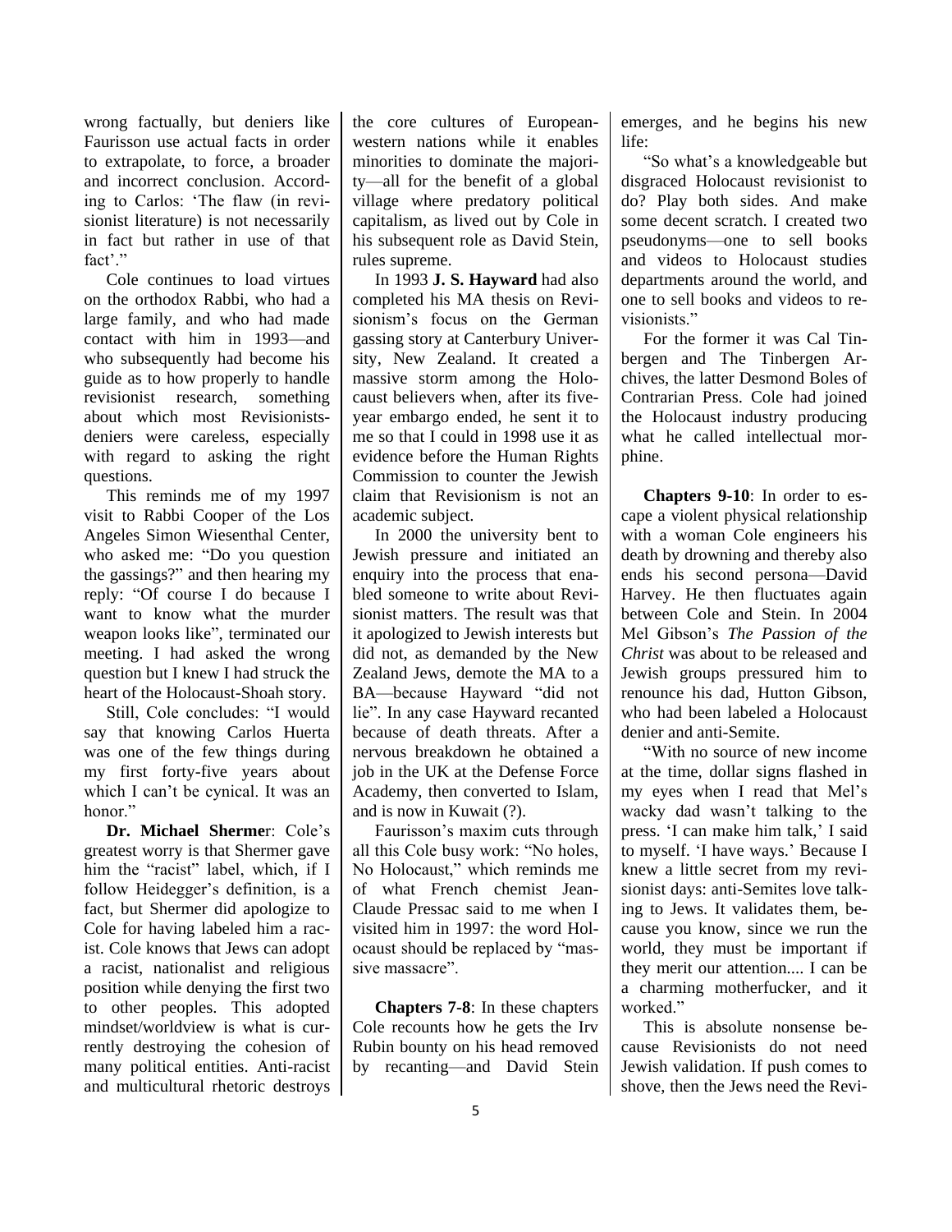wrong factually, but deniers like Faurisson use actual facts in order to extrapolate, to force, a broader and incorrect conclusion. According to Carlos: 'The flaw (in revisionist literature) is not necessarily in fact but rather in use of that fact'."

Cole continues to load virtues on the orthodox Rabbi, who had a large family, and who had made contact with him in 1993—and who subsequently had become his guide as to how properly to handle revisionist research, something about which most Revisionists-deniers were careless, especially with regard to asking the right questions.

This reminds me of my 1997 visit to Rabbi Cooper of the Los Angeles Simon Wiesenthal Center, who asked me: "Do you question the gassings?" and then hearing my reply: "Of course I do because I want to know what the murder weapon looks like", terminated our meeting. I had asked the wrong question but I knew I had struck the heart of the Holocaust-Shoah story.

Still, Cole concludes: "I would say that knowing Carlos Huerta was one of the few things during my first forty-five years about which I can't be cynical. It was an honor."

**Dr. Michael Shermer**: Cole's greatest worry is that Shermer gave him the "racist" label, which, if I follow Heidegger's definition, is a fact, but Shermer did apologize to Cole for having labeled him a racist. Cole knows that Jews can adopt a racist, nationalist and religious position while denying the first two to other peoples. This adopted mindset/worldview is what is currently destroying the cohesion of many political entities. Anti-racist and multicultural rhetoric destroys the core cultures of European-western nations while it enables minorities to dominate the majority—all for the benefit of a global village where predatory political capitalism, as lived out by Cole in his subsequent role as David Stein, rules supreme.

In 1993 **J. S. Hayward** had also completed his MA thesis on Revisionism's focus on the German gassing story at Canterbury University, New Zealand. It created a massive storm among the Holocaust believers when, after its five-year embargo ended, he sent it to me so that I could in 1998 use it as evidence before the Human Rights Commission to counter the Jewish claim that Revisionism is not an academic subject.

In 2000 the university bent to Jewish pressure and initiated an enquiry into the process that enabled someone to write about Revisionist matters. The result was that it apologized to Jewish interests but did not, as demanded by the New Zealand Jews, demote the MA to a BA—because Hayward "did not lie". In any case Hayward recanted because of death threats. After a nervous breakdown he obtained a job in the UK at the Defense Force Academy, then converted to Islam, and is now in Kuwait (?).

Faurisson's maxim cuts through all this Cole busy work: "No holes, No Holocaust," which reminds me of what French chemist Jean-Claude Pressac said to me when I visited him in 1997: the word Holocaust should be replaced by "massive massacre".

**Chapters 7-8**: In these chapters Cole recounts how he gets the Irv Rubin bounty on his head removed by recanting—and David Stein emerges, and he begins his new life:

"So what's a knowledgeable but disgraced Holocaust revisionist to do? Play both sides. And make some decent scratch. I created two pseudonyms—one to sell books and videos to Holocaust studies departments around the world, and one to sell books and videos to revisionists."

For the former it was Cal Tinbergen and The Tinbergen Archives, the latter Desmond Boles of Contrarian Press. Cole had joined the Holocaust industry producing what he called intellectual morphine.

**Chapters 9-10**: In order to escape a violent physical relationship with a woman Cole engineers his death by drowning and thereby also ends his second persona—David Harvey. He then fluctuates again between Cole and Stein. In 2004 Mel Gibson's *The Passion of the Christ* was about to be released and Jewish groups pressured him to renounce his dad, Hutton Gibson, who had been labeled a Holocaust denier and anti-Semite.

"With no source of new income at the time, dollar signs flashed in my eyes when I read that Mel's wacky dad wasn't talking to the press. 'I can make him talk,' I said to myself. 'I have ways.' Because I knew a little secret from my revisionist days: anti-Semites love talking to Jews. It validates them, because you know, since we run the world, they must be important if they merit our attention.... I can be a charming motherfucker, and it worked."

This is absolute nonsense because Revisionists do not need Jewish validation. If push comes to shove, then the Jews need the Revi-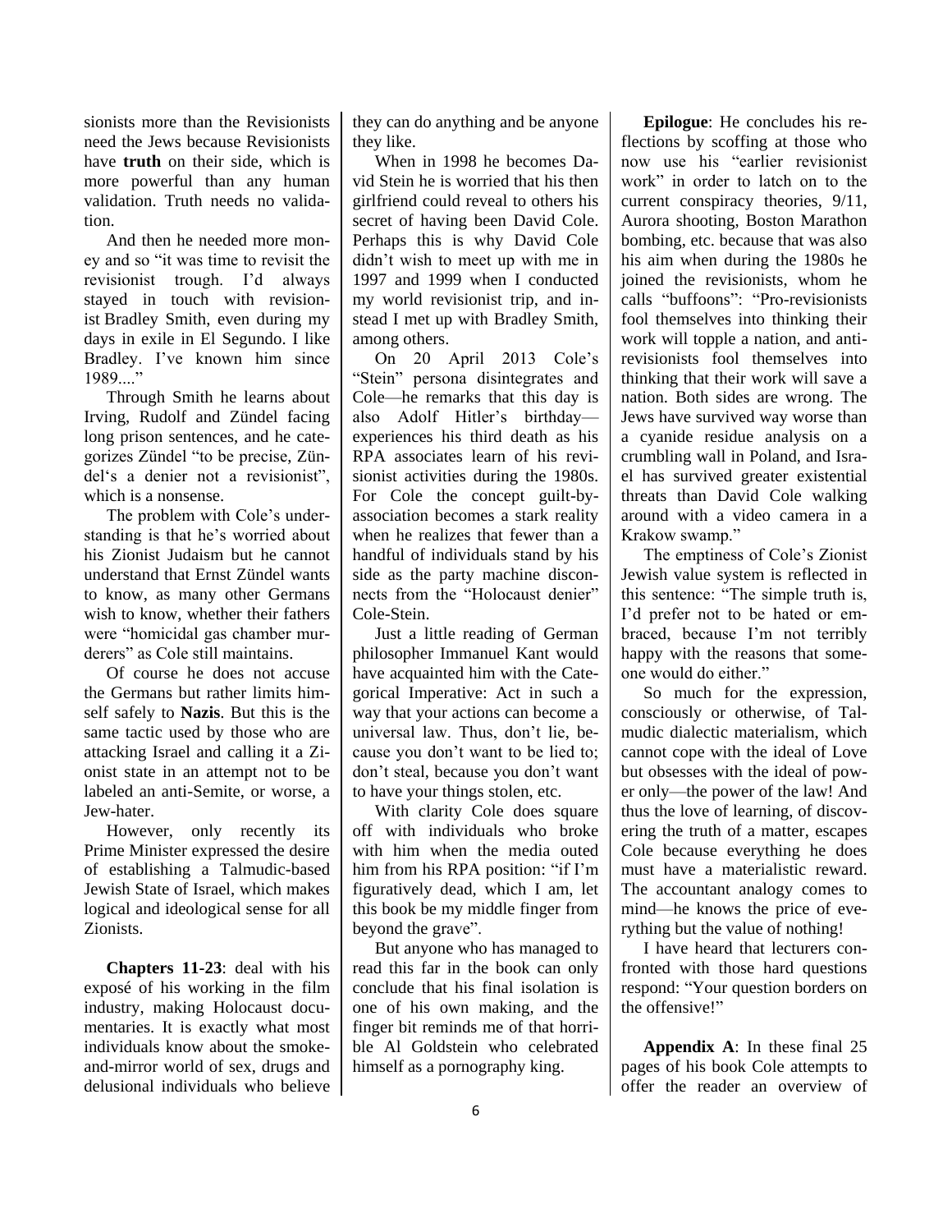sionists more than the Revisionists need the Jews because Revisionists have **truth** on their side, which is more powerful than any human validation. Truth needs no validation.

And then he needed more money and so "it was time to revisit the revisionist trough. I'd always stayed in touch with revisionist Bradley Smith, even during my days in exile in El Segundo. I like Bradley. I've known him since 1989...."

Through Smith he learns about Irving, Rudolf and Zündel facing long prison sentences, and he categorizes Zündel "to be precise, Zündel's a denier not a revisionist", which is a nonsense.

The problem with Cole's understanding is that he's worried about his Zionist Judaism but he cannot understand that Ernst Zündel wants to know, as many other Germans wish to know, whether their fathers were "homicidal gas chamber murderers" as Cole still maintains.

Of course he does not accuse the Germans but rather limits himself safely to **Nazis**. But this is the same tactic used by those who are attacking Israel and calling it a Zionist state in an attempt not to be labeled an anti-Semite, or worse, a Jew-hater.

However, only recently its Prime Minister expressed the desire of establishing a Talmudic-based Jewish State of Israel, which makes logical and ideological sense for all Zionists.

**Chapters 11-23**: deal with his exposé of his working in the film industry, making Holocaust documentaries. It is exactly what most individuals know about the smoke-and-mirror world of sex, drugs and delusional individuals who believe they can do anything and be anyone they like.

When in 1998 he becomes David Stein he is worried that his then girlfriend could reveal to others his secret of having been David Cole. Perhaps this is why David Cole didn't wish to meet up with me in 1997 and 1999 when I conducted my world revisionist trip, and instead I met up with Bradley Smith, among others.

On 20 April 2013 Cole's "Stein" persona disintegrates and Cole—he remarks that this day is also Adolf Hitler's birthday—experiences his third death as his RPA associates learn of his revisionist activities during the 1980s. For Cole the concept guilt-by-association becomes a stark reality when he realizes that fewer than a handful of individuals stand by his side as the party machine disconnects from the "Holocaust denier" Cole-Stein.

Just a little reading of German philosopher Immanuel Kant would have acquainted him with the Categorical Imperative: Act in such a way that your actions can become a universal law. Thus, don't lie, because you don't want to be lied to; don't steal, because you don't want to have your things stolen, etc.

With clarity Cole does square off with individuals who broke with him when the media outed him from his RPA position: "if I'm figuratively dead, which I am, let this book be my middle finger from beyond the grave".

But anyone who has managed to read this far in the book can only conclude that his final isolation is one of his own making, and the finger bit reminds me of that horrible Al Goldstein who celebrated himself as a pornography king.

**Epilogue**: He concludes his reflections by scoffing at those who now use his "earlier revisionist work" in order to latch on to the current conspiracy theories, 9/11, Aurora shooting, Boston Marathon bombing, etc. because that was also his aim when during the 1980s he joined the revisionists, whom he calls "buffoons": "Pro-revisionists fool themselves into thinking their work will topple a nation, and anti-revisionists fool themselves into thinking that their work will save a nation. Both sides are wrong. The Jews have survived way worse than a cyanide residue analysis on a crumbling wall in Poland, and Israel has survived greater existential threats than David Cole walking around with a video camera in a Krakow swamp."

The emptiness of Cole's Zionist Jewish value system is reflected in this sentence: "The simple truth is, I'd prefer not to be hated or embraced, because I'm not terribly happy with the reasons that someone would do either."

So much for the expression, consciously or otherwise, of Talmudic dialectic materialism, which cannot cope with the ideal of Love but obsesses with the ideal of power only—the power of the law! And thus the love of learning, of discovering the truth of a matter, escapes Cole because everything he does must have a materialistic reward. The accountant analogy comes to mind—he knows the price of everything but the value of nothing!

I have heard that lecturers confronted with those hard questions respond: "Your question borders on the offensive!"

**Appendix A**: In these final 25 pages of his book Cole attempts to offer the reader an overview of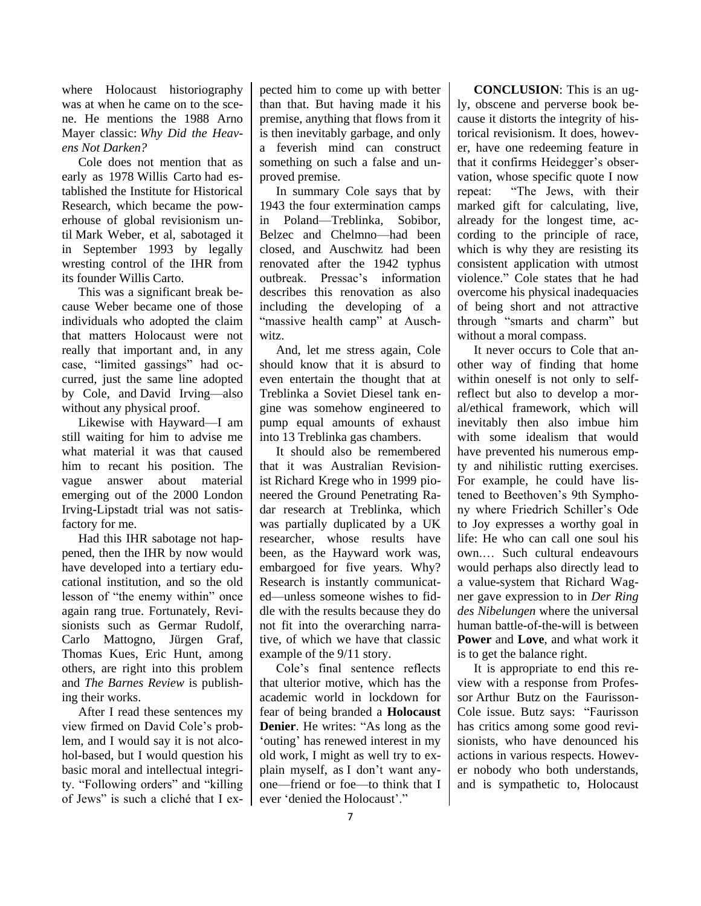where Holocaust historiography was at when he came on to the scene. He mentions the 1988 Arno Mayer classic: *Why Did the Heavens Not Darken?*

Cole does not mention that as early as 1978 Willis Carto had established the Institute for Historical Research, which became the powerhouse of global revisionism until Mark Weber, et al, sabotaged it in September 1993 by legally wresting control of the IHR from its founder Willis Carto.

This was a significant break because Weber became one of those individuals who adopted the claim that matters Holocaust were not really that important and, in any case, "limited gassings" had occurred, just the same line adopted by Cole, and David Irving—also without any physical proof.

Likewise with Hayward—I am still waiting for him to advise me what material it was that caused him to recant his position. The vague answer about material emerging out of the 2000 London Irving-Lipstadt trial was not satisfactory for me.

Had this IHR sabotage not happened, then the IHR by now would have developed into a tertiary educational institution, and so the old lesson of "the enemy within" once again rang true. Fortunately, Revisionists such as Germar Rudolf, Carlo Mattogno, Jürgen Graf, Thomas Kues, Eric Hunt, among others, are right into this problem and *The Barnes Review* is publishing their works.

After I read these sentences my view firmed on David Cole's problem, and I would say it is not alcohol-based, but I would question his basic moral and intellectual integrity. "Following orders" and "killing of Jews" is such a cliché that I expected him to come up with better than that. But having made it his premise, anything that flows from it is then inevitably garbage, and only a feverish mind can construct something on such a false and unproved premise.

In summary Cole says that by 1943 the four extermination camps in Poland—Treblinka, Sobibor, Belzec and Chelmno—had been closed, and Auschwitz had been renovated after the 1942 typhus outbreak. Pressac's information describes this renovation as also including the developing of a "massive health camp" at Auschwitz.

And, let me stress again, Cole should know that it is absurd to even entertain the thought that at Treblinka a Soviet Diesel tank engine was somehow engineered to pump equal amounts of exhaust into 13 Treblinka gas chambers.

It should also be remembered that it was Australian Revisionist Richard Krege who in 1999 pioneered the Ground Penetrating Radar research at Treblinka, which was partially duplicated by a UK researcher, whose results have been, as the Hayward work was, embargoed for five years. Why? Research is instantly communicated—unless someone wishes to fiddle with the results because they do not fit into the overarching narrative, of which we have that classic example of the 9/11 story.

Cole's final sentence reflects that ulterior motive, which has the academic world in lockdown for fear of being branded a **Holocaust Denier**. He writes: "As long as the 'outing' has renewed interest in my old work, I might as well try to explain myself, as I don't want anyone—friend or foe—to think that I ever 'denied the Holocaust'."

**CONCLUSION**: This is an ugly, obscene and perverse book because it distorts the integrity of historical revisionism. It does, however, have one redeeming feature in that it confirms Heidegger's observation, whose specific quote I now repeat: "The Jews, with their marked gift for calculating, live, already for the longest time, according to the principle of race, which is why they are resisting its consistent application with utmost violence." Cole states that he had overcome his physical inadequacies of being short and not attractive through "smarts and charm" but without a moral compass.

It never occurs to Cole that another way of finding that home within oneself is not only to self-reflect but also to develop a moral/ethical framework, which will inevitably then also imbue him with some idealism that would have prevented his numerous empty and nihilistic rutting exercises. For example, he could have listened to Beethoven's 9th Symphony where Friedrich Schiller's Ode to Joy expresses a worthy goal in life: He who can call one soul his own.… Such cultural endeavours would perhaps also directly lead to a value-system that Richard Wagner gave expression to in *Der Ring des Nibelungen* where the universal human battle-of-the-will is between **Power** and **Love**, and what work it is to get the balance right.

It is appropriate to end this review with a response from Professor Arthur Butz on the Faurisson-Cole issue. Butz says: "Faurisson has critics among some good revisionists, who have denounced his actions in various respects. However nobody who both understands, and is sympathetic to, Holocaust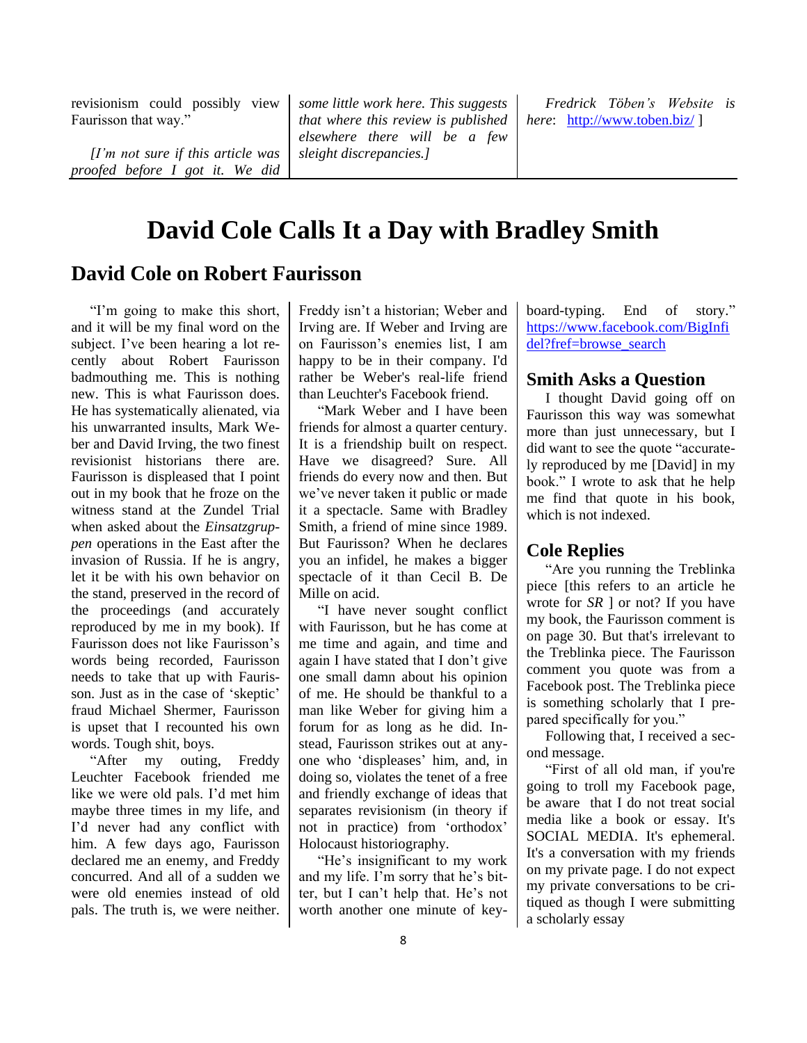revisionism could possibly view Faurisson that way."

*[I'm not sure if this article was proofed before I got it. We did some little work here. This suggests that where this review is published elsewhere there will be a few sleight discrepancies.]*

*Fredrick Töben's Website is here*: http://www.toben.biz/ ]

# David Cole Calls It a Day with Bradley Smith

## David Cole on Robert Faurisson

"I'm going to make this short, and it will be my final word on the subject. I've been hearing a lot recently about Robert Faurisson badmouthing me. This is nothing new. This is what Faurisson does. He has systematically alienated, via his unwarranted insults, Mark Weber and David Irving, the two finest revisionist historians there are. Faurisson is displeased that I point out in my book that he froze on the witness stand at the Zundel Trial when asked about the *Einsatzgruppen* operations in the East after the invasion of Russia. If he is angry, let it be with his own behavior on the stand, preserved in the record of the proceedings (and accurately reproduced by me in my book). If Faurisson does not like Faurisson's words being recorded, Faurisson needs to take that up with Faurisson. Just as in the case of 'skeptic' fraud Michael Shermer, Faurisson is upset that I recounted his own words. Tough shit, boys.

"After my outing, Freddy Leuchter Facebook friended me like we were old pals. I'd met him maybe three times in my life, and I'd never had any conflict with him. A few days ago, Faurisson declared me an enemy, and Freddy concurred. And all of a sudden we were old enemies instead of old pals. The truth is, we were neither. Freddy isn't a historian; Weber and Irving are. If Weber and Irving are on Faurisson's enemies list, I am happy to be in their company. I'd rather be Weber's real-life friend than Leuchter's Facebook friend.

"Mark Weber and I have been friends for almost a quarter century. It is a friendship built on respect. Have we disagreed? Sure. All friends do every now and then. But we've never taken it public or made it a spectacle. Same with Bradley Smith, a friend of mine since 1989. But Faurisson? When he declares you an infidel, he makes a bigger spectacle of it than Cecil B. De Mille on acid.

"I have never sought conflict with Faurisson, but he has come at me time and again, and time and again I have stated that I don't give one small damn about his opinion of me. He should be thankful to a man like Weber for giving him a forum for as long as he did. Instead, Faurisson strikes out at anyone who 'displeases' him, and, in doing so, violates the tenet of a free and friendly exchange of ideas that separates revisionism (in theory if not in practice) from 'orthodox' Holocaust historiography.

"He's insignificant to my work and my life. I'm sorry that he's bitter, but I can't help that. He's not worth another one minute of keyboard-typing. End of story." https://www.facebook.com/BigInfidel?fref=browse_search

## Smith Asks a Question

I thought David going off on Faurisson this way was somewhat more than just unnecessary, but I did want to see the quote "accurately reproduced by me [David] in my book." I wrote to ask that he help me find that quote in his book, which is not indexed.

## Cole Replies

"Are you running the Treblinka piece [this refers to an article he wrote for *SR* ] or not? If you have my book, the Faurisson comment is on page 30. But that's irrelevant to the Treblinka piece. The Faurisson comment you quote was from a Facebook post. The Treblinka piece is something scholarly that I prepared specifically for you."

Following that, I received a second message.

"First of all old man, if you're going to troll my Facebook page, be aware that I do not treat social media like a book or essay. It's SOCIAL MEDIA. It's ephemeral. It's a conversation with my friends on my private page. I do not expect my private conversations to be critiqued as though I were submitting a scholarly essay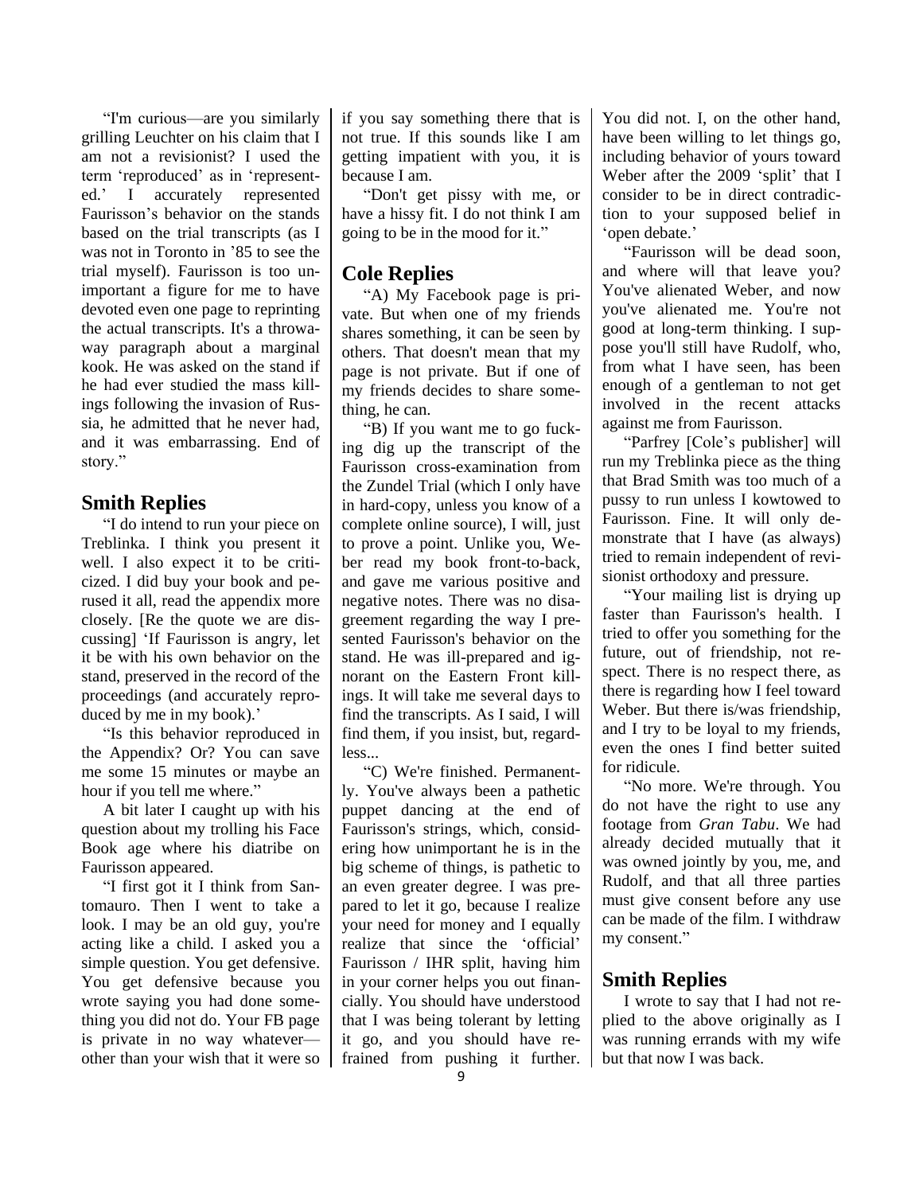"I'm curious—are you similarly grilling Leuchter on his claim that I am not a revisionist? I used the term 'reproduced' as in 'represented.' I accurately represented Faurisson's behavior on the stands based on the trial transcripts (as I was not in Toronto in '85 to see the trial myself). Faurisson is too unimportant a figure for me to have devoted even one page to reprinting the actual transcripts. It's a throwaway paragraph about a marginal kook. He was asked on the stand if he had ever studied the mass killings following the invasion of Russia, he admitted that he never had, and it was embarrassing. End of story."

## Smith Replies

"I do intend to run your piece on Treblinka. I think you present it well. I also expect it to be criticized. I did buy your book and perused it all, read the appendix more closely. [Re the quote we are discussing] 'If Faurisson is angry, let it be with his own behavior on the stand, preserved in the record of the proceedings (and accurately reproduced by me in my book).'

"Is this behavior reproduced in the Appendix? Or? You can save me some 15 minutes or maybe an hour if you tell me where."

A bit later I caught up with his question about my trolling his Face Book age where his diatribe on Faurisson appeared.

"I first got it I think from Santomauro. Then I went to take a look. I may be an old guy, you're acting like a child. I asked you a simple question. You get defensive. You get defensive because you wrote saying you had done something you did not do. Your FB page is private in no way whatever—other than your wish that it were so if you say something there that is not true. If this sounds like I am getting impatient with you, it is because I am.

"Don't get pissy with me, or have a hissy fit. I do not think I am going to be in the mood for it."

## Cole Replies

"A) My Facebook page is private. But when one of my friends shares something, it can be seen by others. That doesn't mean that my page is not private. But if one of my friends decides to share something, he can.

"B) If you want me to go fucking dig up the transcript of the Faurisson cross-examination from the Zundel Trial (which I only have in hard-copy, unless you know of a complete online source), I will, just to prove a point. Unlike you, Weber read my book front-to-back, and gave me various positive and negative notes. There was no disagreement regarding the way I presented Faurisson's behavior on the stand. He was ill-prepared and ignorant on the Eastern Front killings. It will take me several days to find the transcripts. As I said, I will find them, if you insist, but, regardless...

"C) We're finished. Permanently. You've always been a pathetic puppet dancing at the end of Faurisson's strings, which, considering how unimportant he is in the big scheme of things, is pathetic to an even greater degree. I was prepared to let it go, because I realize your need for money and I equally realize that since the 'official' Faurisson / IHR split, having him in your corner helps you out financially. You should have understood that I was being tolerant by letting it go, and you should have refrained from pushing it further. You did not. I, on the other hand, have been willing to let things go, including behavior of yours toward Weber after the 2009 'split' that I consider to be in direct contradiction to your supposed belief in 'open debate.'

"Faurisson will be dead soon, and where will that leave you? You've alienated Weber, and now you've alienated me. You're not good at long-term thinking. I suppose you'll still have Rudolf, who, from what I have seen, has been enough of a gentleman to not get involved in the recent attacks against me from Faurisson.

"Parfrey [Cole's publisher] will run my Treblinka piece as the thing that Brad Smith was too much of a pussy to run unless I kowtowed to Faurisson. Fine. It will only demonstrate that I have (as always) tried to remain independent of revisionist orthodoxy and pressure.

"Your mailing list is drying up faster than Faurisson's health. I tried to offer you something for the future, out of friendship, not respect. There is no respect there, as there is regarding how I feel toward Weber. But there is/was friendship, and I try to be loyal to my friends, even the ones I find better suited for ridicule.

"No more. We're through. You do not have the right to use any footage from *Gran Tabu*. We had already decided mutually that it was owned jointly by you, me, and Rudolf, and that all three parties must give consent before any use can be made of the film. I withdraw my consent."

## Smith Replies

I wrote to say that I had not replied to the above originally as I was running errands with my wife but that now I was back.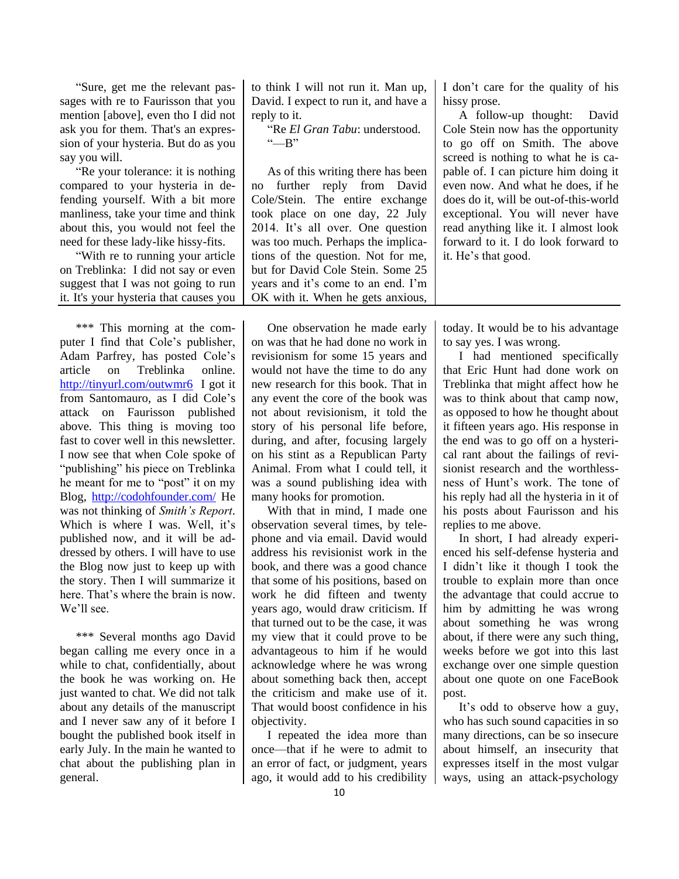"Sure, get me the relevant passages with re to Faurisson that you mention [above], even tho I did not ask you for them. That's an expression of your hysteria. But do as you say you will.

"Re your tolerance: it is nothing compared to your hysteria in defending yourself. With a bit more manliness, take your time and think about this, you would not feel the need for these lady-like hissy-fits.

"With re to running your article on Treblinka: I did not say or even suggest that I was not going to run it. It's your hysteria that causes you to think I will not run it. Man up, David. I expect to run it, and have a reply to it.

"Re *El Gran Tabu*: understood.

"—B"

As of this writing there has been no further reply from David Cole/Stein. The entire exchange took place on one day, 22 July 2014. It's all over. One question was too much. Perhaps the implications of the question. Not for me, but for David Cole Stein. Some 25 years and it's come to an end. I'm OK with it. When he gets anxious, I don't care for the quality of his hissy prose.

A follow-up thought: David Cole Stein now has the opportunity to go off on Smith. The above screed is nothing to what he is capable of. I can picture him doing it even now. And what he does, if he does do it, will be out-of-this-world exceptional. You will never have read anything like it. I almost look forward to it. I do look forward to it. He's that good.

---

\*\*\* This morning at the computer I find that Cole's publisher, Adam Parfrey, has posted Cole's article on Treblinka online. http://tinyurl.com/outwmr6 I got it from Santomauro, as I did Cole's attack on Faurisson published above. This thing is moving too fast to cover well in this newsletter. I now see that when Cole spoke of "publishing" his piece on Treblinka he meant for me to "post" it on my Blog, http://codohfounder.com/ He was not thinking of *Smith's Report*. Which is where I was. Well, it's published now, and it will be addressed by others. I will have to use the Blog now just to keep up with the story. Then I will summarize it here. That's where the brain is now. We'll see.

\*\*\* Several months ago David began calling me every once in a while to chat, confidentially, about the book he was working on. He just wanted to chat. We did not talk about any details of the manuscript and I never saw any of it before I bought the published book itself in early July. In the main he wanted to chat about the publishing plan in general.

One observation he made early on was that he had done no work in revisionism for some 15 years and would not have the time to do any new research for this book. That in any event the core of the book was not about revisionism, it told the story of his personal life before, during, and after, focusing largely on his stint as a Republican Party Animal. From what I could tell, it was a sound publishing idea with many hooks for promotion.

With that in mind, I made one observation several times, by telephone and via email. David would address his revisionist work in the book, and there was a good chance that some of his positions, based on work he did fifteen and twenty years ago, would draw criticism. If that turned out to be the case, it was my view that it could prove to be advantageous to him if he would acknowledge where he was wrong about something back then, accept the criticism and make use of it. That would boost confidence in his objectivity.

I repeated the idea more than once—that if he were to admit to an error of fact, or judgment, years ago, it would add to his credibility today. It would be to his advantage to say yes. I was wrong.

I had mentioned specifically that Eric Hunt had done work on Treblinka that might affect how he was to think about that camp now, as opposed to how he thought about it fifteen years ago. His response in the end was to go off on a hysterical rant about the failings of revisionist research and the worthlessness of Hunt's work. The tone of his reply had all the hysteria in it of his posts about Faurisson and his replies to me above.

In short, I had already experienced his self-defense hysteria and I didn't like it though I took the trouble to explain more than once the advantage that could accrue to him by admitting he was wrong about something he was wrong about, if there were any such thing, weeks before we got into this last exchange over one simple question about one quote on one FaceBook post.

It's odd to observe how a guy, who has such sound capacities in so many directions, can be so insecure about himself, an insecurity that expresses itself in the most vulgar ways, using an attack-psychology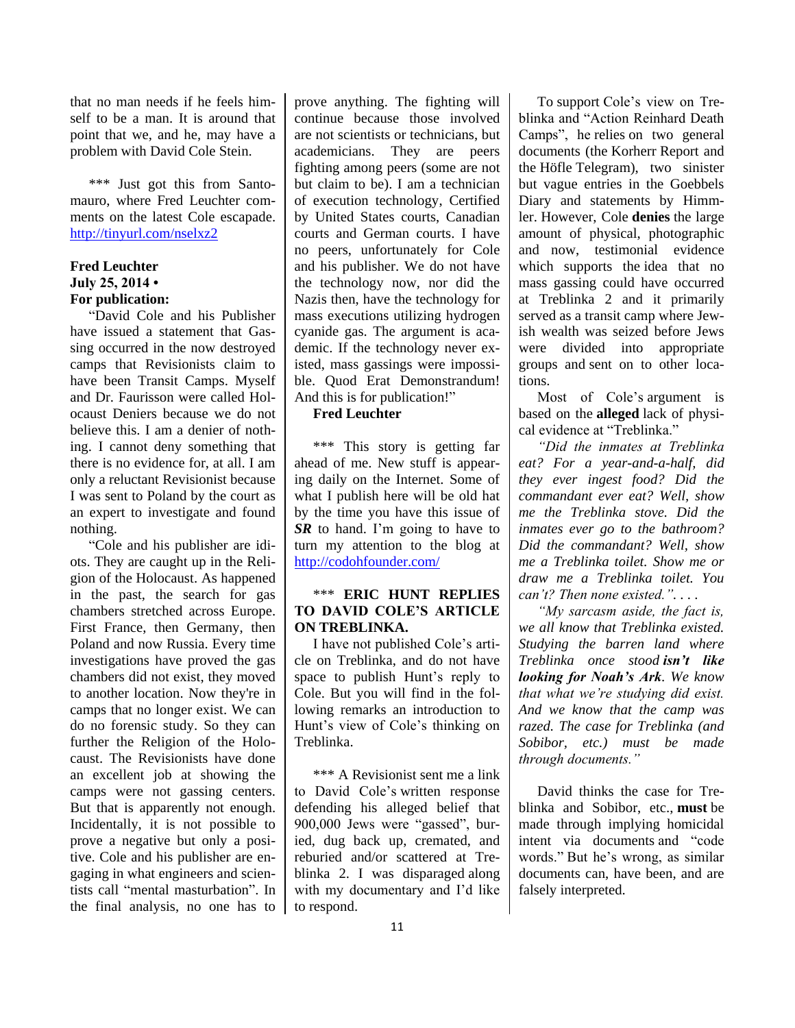that no man needs if he feels himself to be a man. It is around that point that we, and he, may have a problem with David Cole Stein.

*** Just got this from Santomauro, where Fred Leuchter comments on the latest Cole escapade. http://tinyurl.com/nselxz2

**Fred Leuchter**
**July 25, 2014 •**
**For publication:**

"David Cole and his Publisher have issued a statement that Gassing occurred in the now destroyed camps that Revisionists claim to have been Transit Camps. Myself and Dr. Faurisson were called Holocaust Deniers because we do not believe this. I am a denier of nothing. I cannot deny something that there is no evidence for, at all. I am only a reluctant Revisionist because I was sent to Poland by the court as an expert to investigate and found nothing.

"Cole and his publisher are idiots. They are caught up in the Religion of the Holocaust. As happened in the past, the search for gas chambers stretched across Europe. First France, then Germany, then Poland and now Russia. Every time investigations have proved the gas chambers did not exist, they moved to another location. Now they're in camps that no longer exist. We can do no forensic study. So they can further the Religion of the Holocaust. The Revisionists have done an excellent job at showing the camps were not gassing centers. But that is apparently not enough. Incidentally, it is not possible to prove a negative but only a positive. Cole and his publisher are engaging in what engineers and scientists call "mental masturbation". In the final analysis, no one has to prove anything. The fighting will continue because those involved are not scientists or technicians, but academicians. They are peers fighting among peers (some are not but claim to be). I am a technician of execution technology, Certified by United States courts, Canadian courts and German courts. I have no peers, unfortunately for Cole and his publisher. We do not have the technology now, nor did the Nazis then, have the technology for mass executions utilizing hydrogen cyanide gas. The argument is academic. If the technology never existed, mass gassings were impossible. Quod Erat Demonstrandum! And this is for publication!"

**Fred Leuchter**

*** This story is getting far ahead of me. New stuff is appearing daily on the Internet. Some of what I publish here will be old hat by the time you have this issue of ***SR*** to hand. I'm going to have to turn my attention to the blog at http://codohfounder.com/

### *** ERIC HUNT REPLIES TO DAVID COLE'S ARTICLE ON TREBLINKA.

I have not published Cole's article on Treblinka, and do not have space to publish Hunt's reply to Cole. But you will find in the following remarks an introduction to Hunt's view of Cole's thinking on Treblinka.

*** A Revisionist sent me a link to David Cole's written response defending his alleged belief that 900,000 Jews were "gassed", buried, dug back up, cremated, and reburied and/or scattered at Treblinka 2. I was disparaged along with my documentary and I'd like to respond.

To support Cole's view on Treblinka and "Action Reinhard Death Camps", he relies on two general documents (the Korherr Report and the Höfle Telegram), two sinister but vague entries in the Goebbels Diary and statements by Himmler. However, Cole **denies** the large amount of physical, photographic and now, testimonial evidence which supports the idea that no mass gassing could have occurred at Treblinka 2 and it primarily served as a transit camp where Jewish wealth was seized before Jews were divided into appropriate groups and sent on to other locations.

Most of Cole's argument is based on the **alleged** lack of physical evidence at "Treblinka."

*"Did the inmates at Treblinka eat? For a year-and-a-half, did they ever ingest food? Did the commandant ever eat? Well, show me the Treblinka stove. Did the inmates ever go to the bathroom? Did the commandant? Well, show me a Treblinka toilet. Show me or draw me a Treblinka toilet. You can't? Then none existed.". . . .*

*"My sarcasm aside, the fact is, we all know that Treblinka existed. Studying the barren land where Treblinka once stood* ***isn't like looking for Noah's Ark****. We know that what we're studying did exist. And we know that the camp was razed. The case for Treblinka (and Sobibor, etc.) must be made through documents."*

David thinks the case for Treblinka and Sobibor, etc., **must** be made through implying homicidal intent via documents and "code words." But he's wrong, as similar documents can, have been, and are falsely interpreted.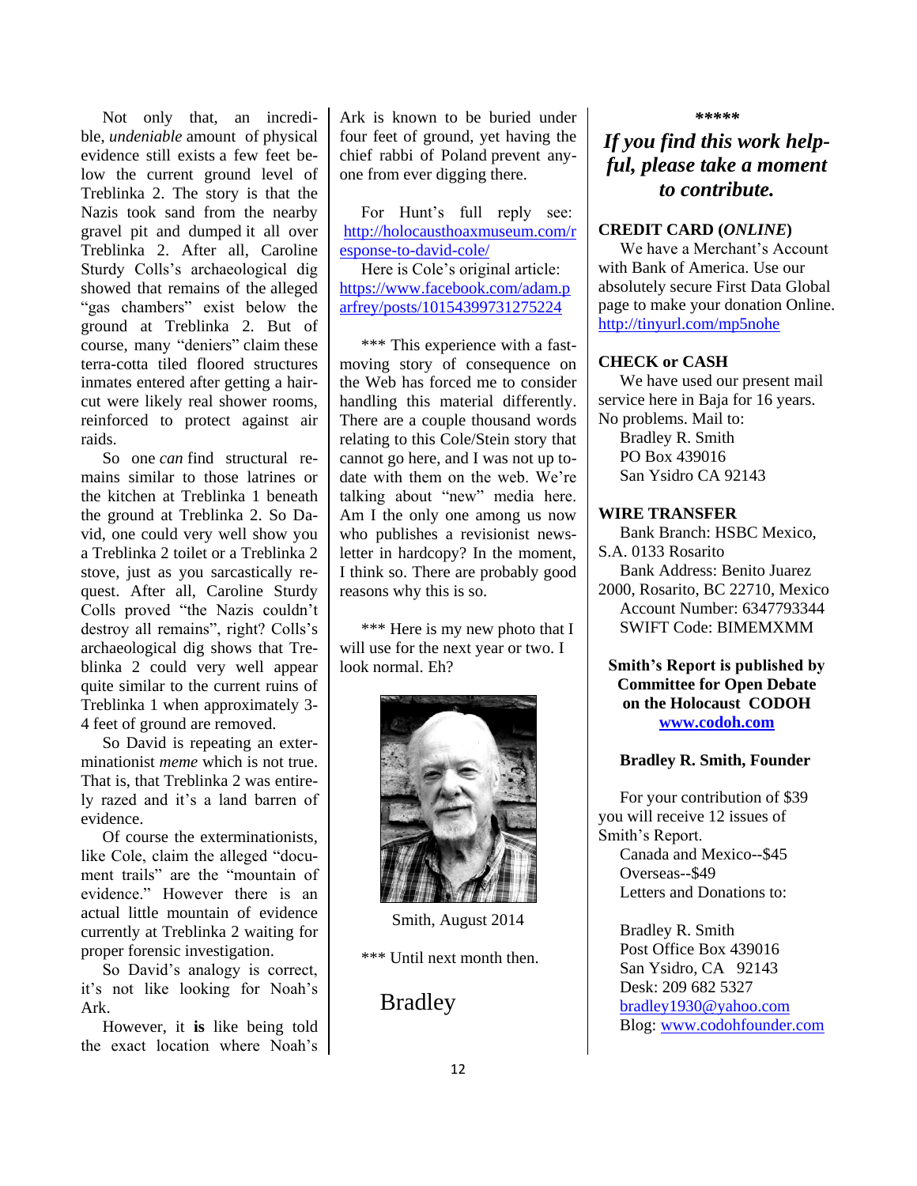Not only that, an incredible, *undeniable* amount of physical evidence still exists a few feet below the current ground level of Treblinka 2. The story is that the Nazis took sand from the nearby gravel pit and dumped it all over Treblinka 2. After all, Caroline Sturdy Colls's archaeological dig showed that remains of the alleged "gas chambers" exist below the ground at Treblinka 2. But of course, many "deniers" claim these terra-cotta tiled floored structures inmates entered after getting a haircut were likely real shower rooms, reinforced to protect against air raids.

So one *can* find structural remains similar to those latrines or the kitchen at Treblinka 1 beneath the ground at Treblinka 2. So David, one could very well show you a Treblinka 2 toilet or a Treblinka 2 stove, just as you sarcastically request. After all, Caroline Sturdy Colls proved "the Nazis couldn't destroy all remains", right? Colls's archaeological dig shows that Treblinka 2 could very well appear quite similar to the current ruins of Treblinka 1 when approximately 3-4 feet of ground are removed.

So David is repeating an exterminationist *meme* which is not true. That is, that Treblinka 2 was entirely razed and it's a land barren of evidence.

Of course the exterminationists, like Cole, claim the alleged "document trails" are the "mountain of evidence." However there is an actual little mountain of evidence currently at Treblinka 2 waiting for proper forensic investigation.

So David's analogy is correct, it's not like looking for Noah's Ark.

However, it **is** like being told the exact location where Noah's Ark is known to be buried under four feet of ground, yet having the chief rabbi of Poland prevent anyone from ever digging there.

For Hunt's full reply see: http://holocausthoaxmuseum.com/response-to-david-cole/

Here is Cole's original article: https://www.facebook.com/adam.parfrey/posts/10154399731275224

\*\*\* This experience with a fast-moving story of consequence on the Web has forced me to consider handling this material differently. There are a couple thousand words relating to this Cole/Stein story that cannot go here, and I was not up to-date with them on the web. We're talking about "new" media here. Am I the only one among us now who publishes a revisionist newsletter in hardcopy? In the moment, I think so. There are probably good reasons why this is so.

\*\*\* Here is my new photo that I will use for the next year or two. I look normal. Eh?

Smith, August 2014

\*\*\* Until next month then.

Bradley

\*\*\*\*\*

***If you find this work helpful, please take a moment to contribute.***

**CREDIT CARD (*ONLINE*)**

We have a Merchant's Account with Bank of America. Use our absolutely secure First Data Global page to make your donation Online. http://tinyurl.com/mp5nohe

**CHECK or CASH**

We have used our present mail service here in Baja for 16 years. No problems. Mail to:

Bradley R. Smith
PO Box 439016
San Ysidro CA 92143

**WIRE TRANSFER**

Bank Branch: HSBC Mexico, S.A. 0133 Rosarito

Bank Address: Benito Juarez 2000, Rosarito, BC 22710, Mexico

Account Number: 6347793344

SWIFT Code: BIMEMXMM

**Smith's Report is published by Committee for Open Debate on the Holocaust CODOH**
**www.codoh.com**

**Bradley R. Smith, Founder**

For your contribution of $39 you will receive 12 issues of Smith's Report.

Canada and Mexico--$45
Overseas--$49
Letters and Donations to:

Bradley R. Smith
Post Office Box 439016
San Ysidro, CA 92143
Desk: 209 682 5327
bradley1930@yahoo.com
Blog: www.codohfounder.com